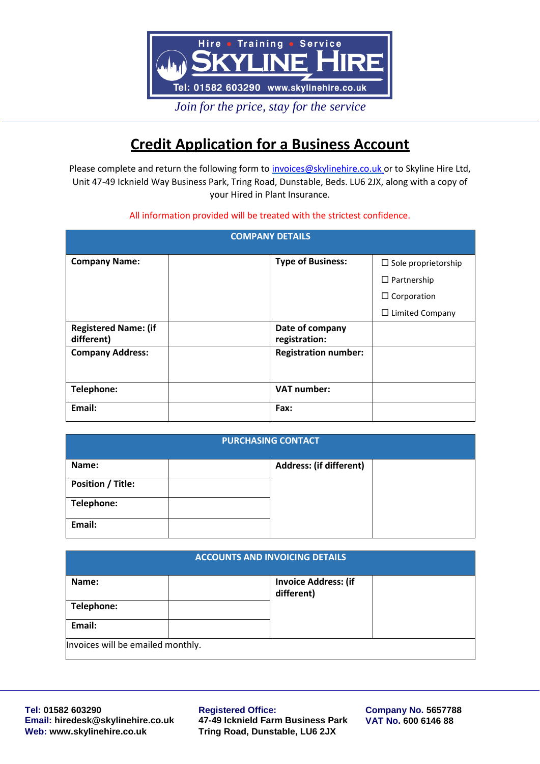Hire • Training • Service

**SKYLINE HIRE**

Tel: 01582 603290 www.skylinehire.co.uk

*Join for the price, stay for the service*

# Credit Application for a Business Account

Please complete and return the following form to invoices@skylinehire.co.uk or to Skyline Hire Ltd, Unit 47-49 Icknield Way Business Park, Tring Road, Dunstable, Beds. LU6 2JX, along with a copy of your Hired in Plant Insurance.

All information provided will be treated with the strictest confidence.

| COMPANY DETAILS | | | |
|---|---|---|---|
| **Company Name:** | | **Type of Business:** | ☐ Sole proprietorship<br>☐ Partnership<br>☐ Corporation<br>☐ Limited Company |
| **Registered Name: (if different)** | | **Date of company registration:** | |
| **Company Address:** | | **Registration number:** | |
| **Telephone:** | | **VAT number:** | |
| **Email:** | | **Fax:** | |

| PURCHASING CONTACT | | | |
|---|---|---|---|
| **Name:** | | **Address: (if different)** | |
| **Position / Title:** | | | |
| **Telephone:** | | | |
| **Email:** | | | |

| ACCOUNTS AND INVOICING DETAILS | | | |
|---|---|---|---|
| **Name:** | | **Invoice Address: (if different)** | |
| **Telephone:** | | | |
| **Email:** | | | |
| Invoices will be emailed monthly. | | | |

**Tel:** 01582 603290
**Email:** hiredesk@skylinehire.co.uk
**Web:** www.skylinehire.co.uk

**Registered Office:**
47-49 Icknield Farm Business Park
Tring Road, Dunstable, LU6 2JX

**Company No.** 5657788
**VAT No.** 600 6146 88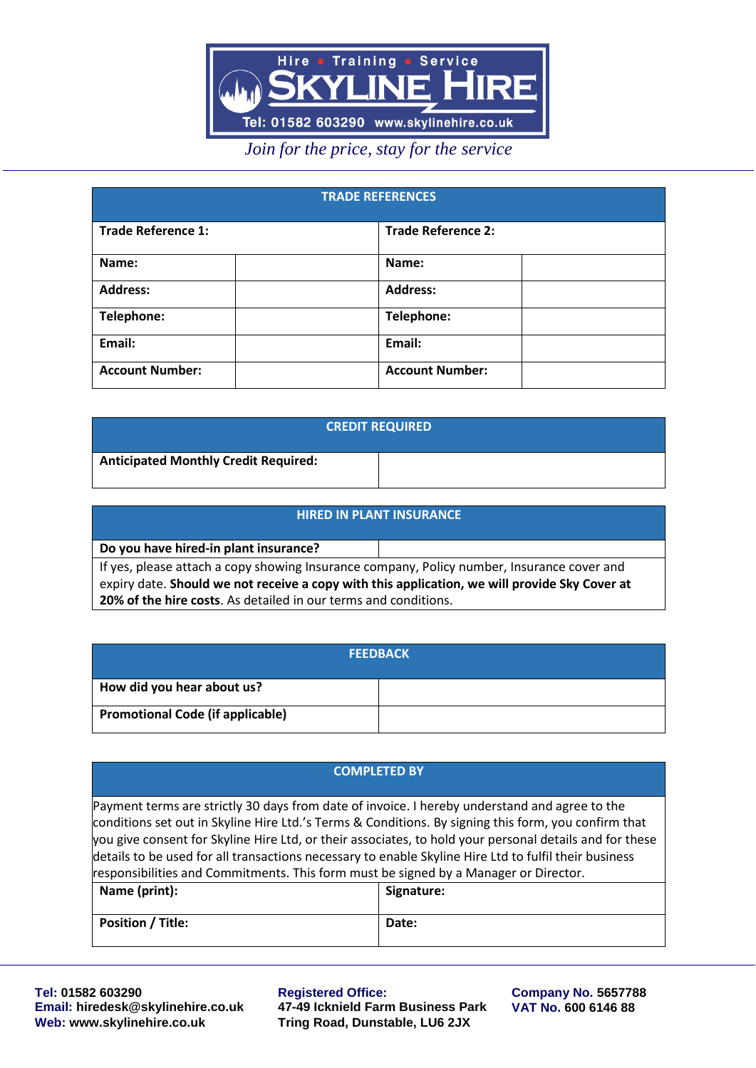**Hire • Training • Service**

**SKYLINE HIRE**

**Tel: 01582 603290 www.skylinehire.co.uk**

*Join for the price, stay for the service*

| TRADE REFERENCES | | | |
|---|---|---|---|
| **Trade Reference 1:** | | **Trade Reference 2:** | |
| **Name:** | | **Name:** | |
| **Address:** | | **Address:** | |
| **Telephone:** | | **Telephone:** | |
| **Email:** | | **Email:** | |
| **Account Number:** | | **Account Number:** | |

| CREDIT REQUIRED | |
|---|---|
| **Anticipated Monthly Credit Required:** | |

| HIRED IN PLANT INSURANCE | |
|---|---|
| **Do you have hired-in plant insurance?** | |
| If yes, please attach a copy showing Insurance company, Policy number, Insurance cover and expiry date. **Should we not receive a copy with this application, we will provide Sky Cover at 20% of the hire costs**. As detailed in our terms and conditions. | |

| FEEDBACK | |
|---|---|
| **How did you hear about us?** | |
| **Promotional Code (if applicable)** | |

| COMPLETED BY | |
|---|---|
| Payment terms are strictly 30 days from date of invoice. I hereby understand and agree to the conditions set out in Skyline Hire Ltd.'s Terms & Conditions. By signing this form, you confirm that you give consent for Skyline Hire Ltd, or their associates, to hold your personal details and for these details to be used for all transactions necessary to enable Skyline Hire Ltd to fulfil their business responsibilities and Commitments. This form must be signed by a Manager or Director. | |
| **Name (print):** | **Signature:** |
| **Position / Title:** | **Date:** |

**Tel:** 01582 603290
**Email:** hiredesk@skylinehire.co.uk
**Web:** www.skylinehire.co.uk

**Registered Office:**
47-49 Icknield Farm Business Park
Tring Road, Dunstable, LU6 2JX

**Company No.** 5657788
**VAT No.** 600 6146 88